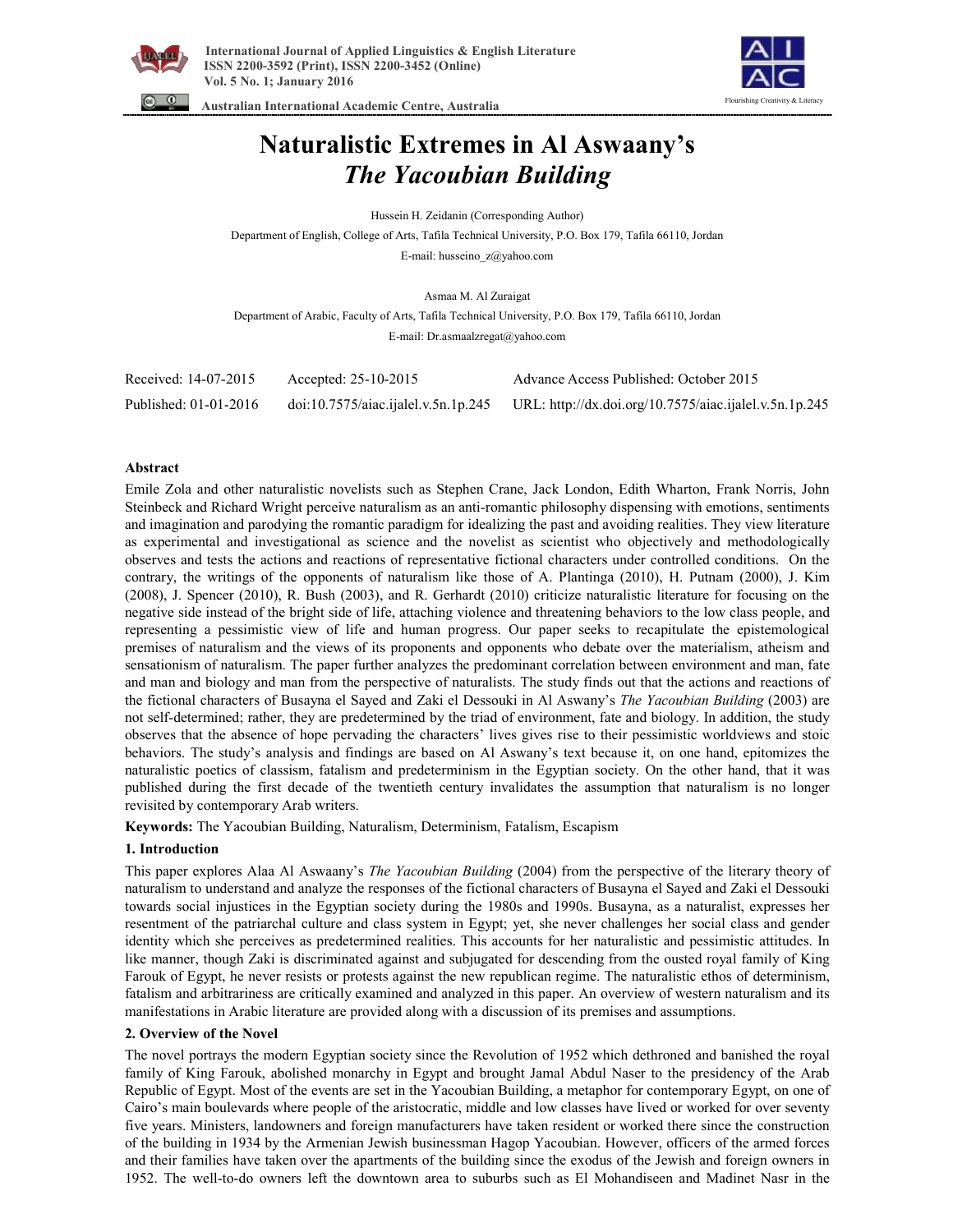# Naturalistic Extremes in Al Aswaany's *The Yacoubian Building*

Hussein H. Zeidanin (Corresponding Author)

Department of English, College of Arts, Tafila Technical University, P.O. Box 179, Tafila 66110, Jordan

E-mail: husseino_z@yahoo.com

Asmaa M. Al Zuraigat

Department of Arabic, Faculty of Arts, Tafila Technical University, P.O. Box 179, Tafila 66110, Jordan

E-mail: Dr.asmaalzregat@yahoo.com

| Received: 14-07-2015 | Accepted: 25-10-2015 | Advance Access Published: October 2015 |
|---|---|---|
| Published: 01-01-2016 | doi:10.7575/aiac.ijalel.v.5n.1p.245 | URL: http://dx.doi.org/10.7575/aiac.ijalel.v.5n.1p.245 |

## Abstract

Emile Zola and other naturalistic novelists such as Stephen Crane, Jack London, Edith Wharton, Frank Norris, John Steinbeck and Richard Wright perceive naturalism as an anti-romantic philosophy dispensing with emotions, sentiments and imagination and parodying the romantic paradigm for idealizing the past and avoiding realities. They view literature as experimental and investigational as science and the novelist as scientist who objectively and methodologically observes and tests the actions and reactions of representative fictional characters under controlled conditions. On the contrary, the writings of the opponents of naturalism like those of A. Plantinga (2010), H. Putnam (2000), J. Kim (2008), J. Spencer (2010), R. Bush (2003), and R. Gerhardt (2010) criticize naturalistic literature for focusing on the negative side instead of the bright side of life, attaching violence and threatening behaviors to the low class people, and representing a pessimistic view of life and human progress. Our paper seeks to recapitulate the epistemological premises of naturalism and the views of its proponents and opponents who debate over the materialism, atheism and sensationism of naturalism. The paper further analyzes the predominant correlation between environment and man, fate and man and biology and man from the perspective of naturalists. The study finds out that the actions and reactions of the fictional characters of Busayna el Sayed and Zaki el Dessouki in Al Aswany's *The Yacoubian Building* (2003) are not self-determined; rather, they are predetermined by the triad of environment, fate and biology. In addition, the study observes that the absence of hope pervading the characters' lives gives rise to their pessimistic worldviews and stoic behaviors. The study's analysis and findings are based on Al Aswany's text because it, on one hand, epitomizes the naturalistic poetics of classism, fatalism and predeterminism in the Egyptian society. On the other hand, that it was published during the first decade of the twentieth century invalidates the assumption that naturalism is no longer revisited by contemporary Arab writers.

**Keywords:** The Yacoubian Building, Naturalism, Determinism, Fatalism, Escapism

## 1. Introduction

This paper explores Alaa Al Aswany's *The Yacoubian Building* (2004) from the perspective of the literary theory of naturalism to understand and analyze the responses of the fictional characters of Busayna el Sayed and Zaki el Dessouki towards social injustices in the Egyptian society during the 1980s and 1990s. Busayna, as a naturalist, expresses her resentment of the patriarchal culture and class system in Egypt; yet, she never challenges her social class and gender identity which she perceives as predetermined realities. This accounts for her naturalistic and pessimistic attitudes. In like manner, though Zaki is discriminated against and subjugated for descending from the ousted royal family of King Farouk of Egypt, he never resists or protests against the new republican regime. The naturalistic ethos of determinism, fatalism and arbitrariness are critically examined and analyzed in this paper. An overview of western naturalism and its manifestations in Arabic literature are provided along with a discussion of its premises and assumptions.

## 2. Overview of the Novel

The novel portrays the modern Egyptian society since the Revolution of 1952 which dethroned and banished the royal family of King Farouk, abolished monarchy in Egypt and brought Jamal Abdul Naser to the presidency of the Arab Republic of Egypt. Most of the events are set in the Yacoubian Building, a metaphor for contemporary Egypt, on one of Cairo's main boulevards where people of the aristocratic, middle and low classes have lived or worked for over seventy five years. Ministers, landowners and foreign manufacturers have taken resident or worked there since the construction of the building in 1934 by the Armenian Jewish businessman Hagop Yacoubian. However, officers of the armed forces and their families have taken over the apartments of the building since the exodus of the Jewish and foreign owners in 1952. The well-to-do owners left the downtown area to suburbs such as El Mohandiseen and Madinet Nasr in the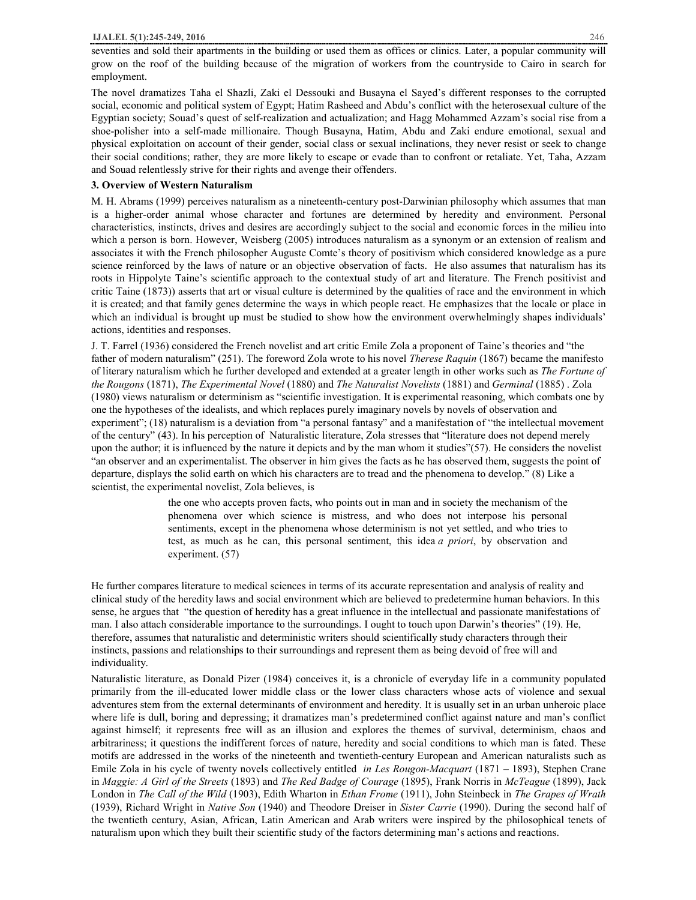seventies and sold their apartments in the building or used them as offices or clinics. Later, a popular community will grow on the roof of the building because of the migration of workers from the countryside to Cairo in search for employment.

The novel dramatizes Taha el Shazli, Zaki el Dessouki and Busayna el Sayed's different responses to the corrupted social, economic and political system of Egypt; Hatim Rasheed and Abdu's conflict with the heterosexual culture of the Egyptian society; Souad's quest of self-realization and actualization; and Hagg Mohammed Azzam's social rise from a shoe-polisher into a self-made millionaire. Though Busayna, Hatim, Abdu and Zaki endure emotional, sexual and physical exploitation on account of their gender, social class or sexual inclinations, they never resist or seek to change their social conditions; rather, they are more likely to escape or evade than to confront or retaliate. Yet, Taha, Azzam and Souad relentlessly strive for their rights and avenge their offenders.

### 3. Overview of Western Naturalism

M. H. Abrams (1999) perceives naturalism as a nineteenth-century post-Darwinian philosophy which assumes that man is a higher-order animal whose character and fortunes are determined by heredity and environment. Personal characteristics, instincts, drives and desires are accordingly subject to the social and economic forces in the milieu into which a person is born. However, Weisberg (2005) introduces naturalism as a synonym or an extension of realism and associates it with the French philosopher Auguste Comte's theory of positivism which considered knowledge as a pure science reinforced by the laws of nature or an objective observation of facts. He also assumes that naturalism has its roots in Hippolyte Taine's scientific approach to the contextual study of art and literature. The French positivist and critic Taine (1873)) asserts that art or visual culture is determined by the qualities of race and the environment in which it is created; and that family genes determine the ways in which people react. He emphasizes that the locale or place in which an individual is brought up must be studied to show how the environment overwhelmingly shapes individuals' actions, identities and responses.

J. T. Farrel (1936) considered the French novelist and art critic Emile Zola a proponent of Taine's theories and "the father of modern naturalism" (251). The foreword Zola wrote to his novel *Therese Raquin* (1867) became the manifesto of literary naturalism which he further developed and extended at a greater length in other works such as *The Fortune of the Rougons* (1871), *The Experimental Novel* (1880) and *The Naturalist Novelists* (1881) and *Germinal* (1885) . Zola (1980) views naturalism or determinism as "scientific investigation. It is experimental reasoning, which combats one by one the hypotheses of the idealists, and which replaces purely imaginary novels by novels of observation and experiment"; (18) naturalism is a deviation from "a personal fantasy" and a manifestation of "the intellectual movement of the century" (43). In his perception of Naturalistic literature, Zola stresses that "literature does not depend merely upon the author; it is influenced by the nature it depicts and by the man whom it studies"(57). He considers the novelist "an observer and an experimentalist. The observer in him gives the facts as he has observed them, suggests the point of departure, displays the solid earth on which his characters are to tread and the phenomena to develop." (8) Like a scientist, the experimental novelist, Zola believes, is

> the one who accepts proven facts, who points out in man and in society the mechanism of the phenomena over which science is mistress, and who does not interpose his personal sentiments, except in the phenomena whose determinism is not yet settled, and who tries to test, as much as he can, this personal sentiment, this idea *a priori*, by observation and experiment. (57)

He further compares literature to medical sciences in terms of its accurate representation and analysis of reality and clinical study of the heredity laws and social environment which are believed to predetermine human behaviors. In this sense, he argues that "the question of heredity has a great influence in the intellectual and passionate manifestations of man. I also attach considerable importance to the surroundings. I ought to touch upon Darwin's theories" (19). He, therefore, assumes that naturalistic and deterministic writers should scientifically study characters through their instincts, passions and relationships to their surroundings and represent them as being devoid of free will and individuality.

Naturalistic literature, as Donald Pizer (1984) conceives it, is a chronicle of everyday life in a community populated primarily from the ill-educated lower middle class or the lower class characters whose acts of violence and sexual adventures stem from the external determinants of environment and heredity. It is usually set in an urban unheroic place where life is dull, boring and depressing; it dramatizes man's predetermined conflict against nature and man's conflict against himself; it represents free will as an illusion and explores the themes of survival, determinism, chaos and arbitrariness; it questions the indifferent forces of nature, heredity and social conditions to which man is fated. These motifs are addressed in the works of the nineteenth and twentieth-century European and American naturalists such as Emile Zola in his cycle of twenty novels collectively entitled *in Les Rougon-Macquart* (1871 – 1893), Stephen Crane in *Maggie: A Girl of the Streets* (1893) and *The Red Badge of Courage* (1895), Frank Norris in *McTeague* (1899), Jack London in *The Call of the Wild* (1903), Edith Wharton in *Ethan Frome* (1911), John Steinbeck in *The Grapes of Wrath* (1939), Richard Wright in *Native Son* (1940) and Theodore Dreiser in *Sister Carrie* (1990). During the second half of the twentieth century, Asian, African, Latin American and Arab writers were inspired by the philosophical tenets of naturalism upon which they built their scientific study of the factors determining man's actions and reactions.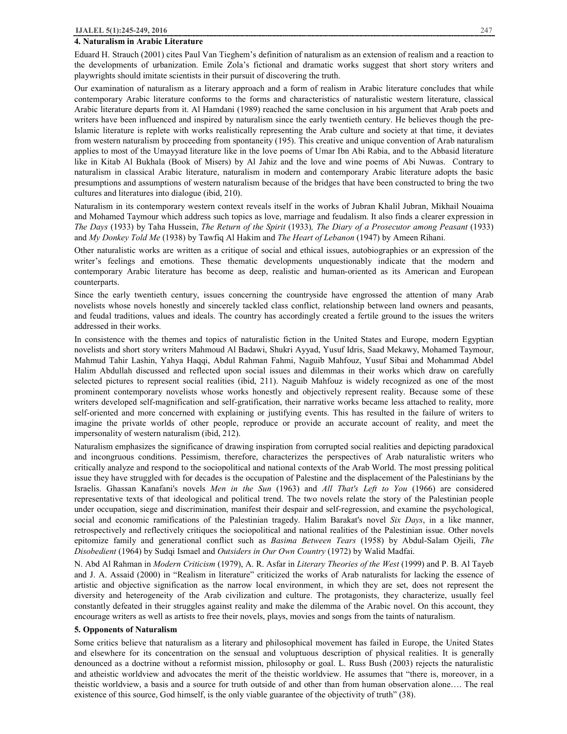## 4. Naturalism in Arabic Literature

Eduard H. Strauch (2001) cites Paul Van Tieghem's definition of naturalism as an extension of realism and a reaction to the developments of urbanization. Emile Zola's fictional and dramatic works suggest that short story writers and playwrights should imitate scientists in their pursuit of discovering the truth.

Our examination of naturalism as a literary approach and a form of realism in Arabic literature concludes that while contemporary Arabic literature conforms to the forms and characteristics of naturalistic western literature, classical Arabic literature departs from it. Al Hamdani (1989) reached the same conclusion in his argument that Arab poets and writers have been influenced and inspired by naturalism since the early twentieth century. He believes though the pre-Islamic literature is replete with works realistically representing the Arab culture and society at that time, it deviates from western naturalism by proceeding from spontaneity (195). This creative and unique convention of Arab naturalism applies to most of the Umayyad literature like in the love poems of Umar Ibn Abi Rabia, and to the Abbasid literature like in Kitab Al Bukhala (Book of Misers) by Al Jahiz and the love and wine poems of Abi Nuwas. Contrary to naturalism in classical Arabic literature, naturalism in modern and contemporary Arabic literature adopts the basic presumptions and assumptions of western naturalism because of the bridges that have been constructed to bring the two cultures and literatures into dialogue (ibid, 210).

Naturalism in its contemporary western context reveals itself in the works of Jubran Khalil Jubran, Mikhail Nouaima and Mohamed Taymour which address such topics as love, marriage and feudalism. It also finds a clearer expression in *The Days* (1933) by Taha Hussein, *The Return of the Spirit* (1933)*, The Diary of a Prosecutor among Peasant* (1933) and *My Donkey Told Me* (1938) by Tawfiq Al Hakim and *The Heart of Lebanon* (1947) by Ameen Rihani.

Other naturalistic works are written as a critique of social and ethical issues, autobiographies or an expression of the writer's feelings and emotions. These thematic developments unquestionably indicate that the modern and contemporary Arabic literature has become as deep, realistic and human-oriented as its American and European counterparts.

Since the early twentieth century, issues concerning the countryside have engrossed the attention of many Arab novelists whose novels honestly and sincerely tackled class conflict, relationship between land owners and peasants, and feudal traditions, values and ideals. The country has accordingly created a fertile ground to the issues the writers addressed in their works.

In consistence with the themes and topics of naturalistic fiction in the United States and Europe, modern Egyptian novelists and short story writers Mahmoud Al Badawi, Shukri Ayyad, Yusuf Idris, Saad Mekawy, Mohamed Taymour, Mahmud Tahir Lashin, Yahya Haqqi, Abdul Rahman Fahmi, Naguib Mahfouz, Yusuf Sibai and Mohammad Abdel Halim Abdullah discussed and reflected upon social issues and dilemmas in their works which draw on carefully selected pictures to represent social realities (ibid, 211). Naguib Mahfouz is widely recognized as one of the most prominent contemporary novelists whose works honestly and objectively represent reality. Because some of these writers developed self-magnification and self-gratification, their narrative works became less attached to reality, more self-oriented and more concerned with explaining or justifying events. This has resulted in the failure of writers to imagine the private worlds of other people, reproduce or provide an accurate account of reality, and meet the impersonality of western naturalism (ibid, 212).

Naturalism emphasizes the significance of drawing inspiration from corrupted social realities and depicting paradoxical and incongruous conditions. Pessimism, therefore, characterizes the perspectives of Arab naturalistic writers who critically analyze and respond to the sociopolitical and national contexts of the Arab World. The most pressing political issue they have struggled with for decades is the occupation of Palestine and the displacement of the Palestinians by the Israelis. Ghassan Kanafani's novels *Men in the Sun* (1963) and *All That's Left to You* (1966) are considered representative texts of that ideological and political trend. The two novels relate the story of the Palestinian people under occupation, siege and discrimination, manifest their despair and self-regression, and examine the psychological, social and economic ramifications of the Palestinian tragedy. Halim Barakat's novel *Six Days*, in a like manner, retrospectively and reflectively critiques the sociopolitical and national realities of the Palestinian issue. Other novels epitomize family and generational conflict such as *Basima Between Tears* (1958) by Abdul-Salam Ojeili, *The Disobedient* (1964) by Sudqi Ismael and *Outsiders in Our Own Country* (1972) by Walid Madfai.

N. Abd Al Rahman in *Modern Criticism* (1979), A. R. Asfar in *Literary Theories of the West* (1999) and P. B. Al Tayeb and J. A. Assaid (2000) in "Realism in literature" criticized the works of Arab naturalists for lacking the essence of artistic and objective signification as the narrow local environment, in which they are set, does not represent the diversity and heterogeneity of the Arab civilization and culture. The protagonists, they characterize, usually feel constantly defeated in their struggles against reality and make the dilemma of the Arabic novel. On this account, they encourage writers as well as artists to free their novels, plays, movies and songs from the taints of naturalism.

## 5. Opponents of Naturalism

Some critics believe that naturalism as a literary and philosophical movement has failed in Europe, the United States and elsewhere for its concentration on the sensual and voluptuous description of physical realities. It is generally denounced as a doctrine without a reformist mission, philosophy or goal. L. Russ Bush (2003) rejects the naturalistic and atheistic worldview and advocates the merit of the theistic worldview. He assumes that "there is, moreover, in a theistic worldview, a basis and a source for truth outside of and other than from human observation alone…. The real existence of this source, God himself, is the only viable guarantee of the objectivity of truth" (38).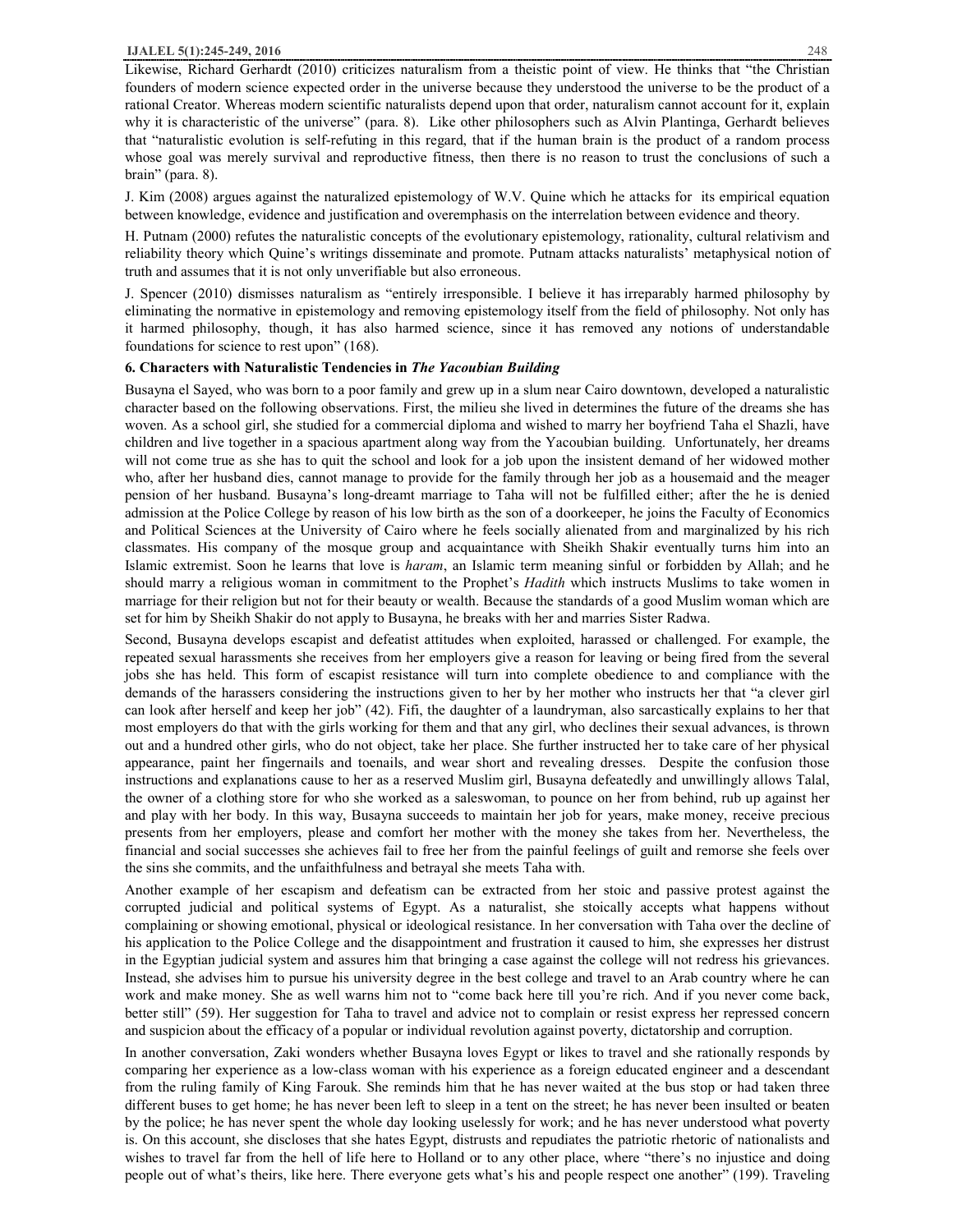Likewise, Richard Gerhardt (2010) criticizes naturalism from a theistic point of view. He thinks that "the Christian founders of modern science expected order in the universe because they understood the universe to be the product of a rational Creator. Whereas modern scientific naturalists depend upon that order, naturalism cannot account for it, explain why it is characteristic of the universe" (para. 8). Like other philosophers such as Alvin Plantinga, Gerhardt believes that "naturalistic evolution is self-refuting in this regard, that if the human brain is the product of a random process whose goal was merely survival and reproductive fitness, then there is no reason to trust the conclusions of such a brain" (para. 8).

J. Kim (2008) argues against the naturalized epistemology of W.V. Quine which he attacks for its empirical equation between knowledge, evidence and justification and overemphasis on the interrelation between evidence and theory.

H. Putnam (2000) refutes the naturalistic concepts of the evolutionary epistemology, rationality, cultural relativism and reliability theory which Quine's writings disseminate and promote. Putnam attacks naturalists' metaphysical notion of truth and assumes that it is not only unverifiable but also erroneous.

J. Spencer (2010) dismisses naturalism as "entirely irresponsible. I believe it has irreparably harmed philosophy by eliminating the normative in epistemology and removing epistemology itself from the field of philosophy. Not only has it harmed philosophy, though, it has also harmed science, since it has removed any notions of understandable foundations for science to rest upon" (168).

### 6. Characters with Naturalistic Tendencies in *The Yacoubian Building*

Busayna el Sayed, who was born to a poor family and grew up in a slum near Cairo downtown, developed a naturalistic character based on the following observations. First, the milieu she lived in determines the future of the dreams she has woven. As a school girl, she studied for a commercial diploma and wished to marry her boyfriend Taha el Shazli, have children and live together in a spacious apartment along way from the Yacoubian building. Unfortunately, her dreams will not come true as she has to quit the school and look for a job upon the insistent demand of her widowed mother who, after her husband dies, cannot manage to provide for the family through her job as a housemaid and the meager pension of her husband. Busayna's long-dreamt marriage to Taha will not be fulfilled either; after the he is denied admission at the Police College by reason of his low birth as the son of a doorkeeper, he joins the Faculty of Economics and Political Sciences at the University of Cairo where he feels socially alienated from and marginalized by his rich classmates. His company of the mosque group and acquaintance with Sheikh Shakir eventually turns him into an Islamic extremist. Soon he learns that love is *haram*, an Islamic term meaning sinful or forbidden by Allah; and he should marry a religious woman in commitment to the Prophet's *Hadith* which instructs Muslims to take women in marriage for their religion but not for their beauty or wealth. Because the standards of a good Muslim woman which are set for him by Sheikh Shakir do not apply to Busayna, he breaks with her and marries Sister Radwa.

Second, Busayna develops escapist and defeatist attitudes when exploited, harassed or challenged. For example, the repeated sexual harassments she receives from her employers give a reason for leaving or being fired from the several jobs she has held. This form of escapist resistance will turn into complete obedience to and compliance with the demands of the harassers considering the instructions given to her by her mother who instructs her that "a clever girl can look after herself and keep her job" (42). Fifi, the daughter of a laundryman, also sarcastically explains to her that most employers do that with the girls working for them and that any girl, who declines their sexual advances, is thrown out and a hundred other girls, who do not object, take her place. She further instructed her to take care of her physical appearance, paint her fingernails and toenails, and wear short and revealing dresses. Despite the confusion those instructions and explanations cause to her as a reserved Muslim girl, Busayna defeatedly and unwillingly allows Talal, the owner of a clothing store for who she worked as a saleswoman, to pounce on her from behind, rub up against her and play with her body. In this way, Busayna succeeds to maintain her job for years, make money, receive precious presents from her employers, please and comfort her mother with the money she takes from her. Nevertheless, the financial and social successes she achieves fail to free her from the painful feelings of guilt and remorse she feels over the sins she commits, and the unfaithfulness and betrayal she meets Taha with.

Another example of her escapism and defeatism can be extracted from her stoic and passive protest against the corrupted judicial and political systems of Egypt. As a naturalist, she stoically accepts what happens without complaining or showing emotional, physical or ideological resistance. In her conversation with Taha over the decline of his application to the Police College and the disappointment and frustration it caused to him, she expresses her distrust in the Egyptian judicial system and assures him that bringing a case against the college will not redress his grievances. Instead, she advises him to pursue his university degree in the best college and travel to an Arab country where he can work and make money. She as well warns him not to "come back here till you're rich. And if you never come back, better still" (59). Her suggestion for Taha to travel and advice not to complain or resist express her repressed concern and suspicion about the efficacy of a popular or individual revolution against poverty, dictatorship and corruption.

In another conversation, Zaki wonders whether Busayna loves Egypt or likes to travel and she rationally responds by comparing her experience as a low-class woman with his experience as a foreign educated engineer and a descendant from the ruling family of King Farouk. She reminds him that he has never waited at the bus stop or had taken three different buses to get home; he has never been left to sleep in a tent on the street; he has never been insulted or beaten by the police; he has never spent the whole day looking uselessly for work; and he has never understood what poverty is. On this account, she discloses that she hates Egypt, distrusts and repudiates the patriotic rhetoric of nationalists and wishes to travel far from the hell of life here to Holland or to any other place, where "there's no injustice and doing people out of what's theirs, like here. There everyone gets what's his and people respect one another" (199). Traveling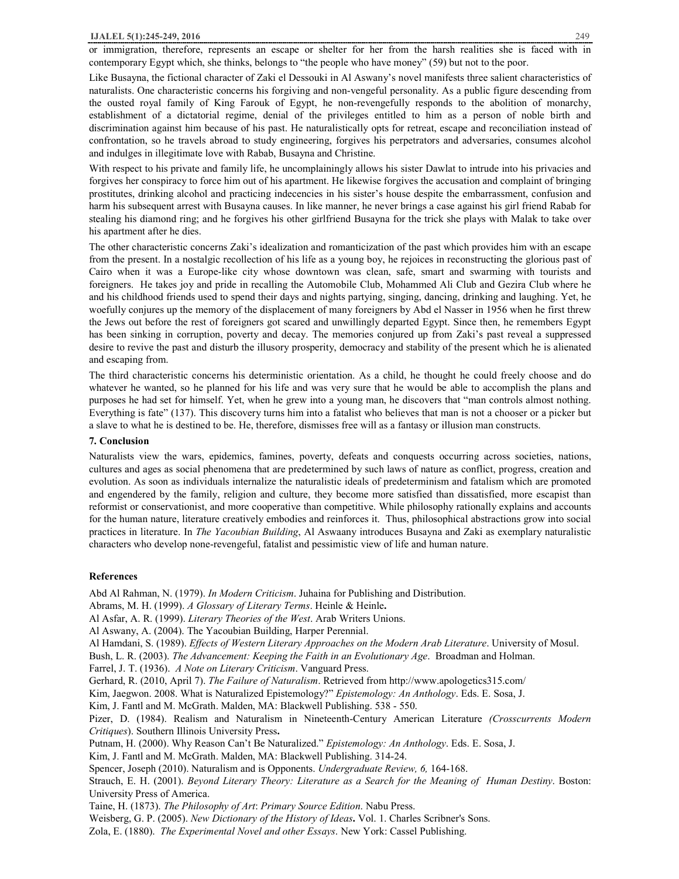or immigration, therefore, represents an escape or shelter for her from the harsh realities she is faced with in contemporary Egypt which, she thinks, belongs to "the people who have money" (59) but not to the poor.

Like Busayna, the fictional character of Zaki el Dessouki in Al Aswany's novel manifests three salient characteristics of naturalists. One characteristic concerns his forgiving and non-vengeful personality. As a public figure descending from the ousted royal family of King Farouk of Egypt, he non-revengefully responds to the abolition of monarchy, establishment of a dictatorial regime, denial of the privileges entitled to him as a person of noble birth and discrimination against him because of his past. He naturalistically opts for retreat, escape and reconciliation instead of confrontation, so he travels abroad to study engineering, forgives his perpetrators and adversaries, consumes alcohol and indulges in illegitimate love with Rabab, Busayna and Christine.

With respect to his private and family life, he uncomplainingly allows his sister Dawlat to intrude into his privacies and forgives her conspiracy to force him out of his apartment. He likewise forgives the accusation and complaint of bringing prostitutes, drinking alcohol and practicing indecencies in his sister's house despite the embarrassment, confusion and harm his subsequent arrest with Busayna causes. In like manner, he never brings a case against his girl friend Rabab for stealing his diamond ring; and he forgives his other girlfriend Busayna for the trick she plays with Malak to take over his apartment after he dies.

The other characteristic concerns Zaki's idealization and romanticization of the past which provides him with an escape from the present. In a nostalgic recollection of his life as a young boy, he rejoices in reconstructing the glorious past of Cairo when it was a Europe-like city whose downtown was clean, safe, smart and swarming with tourists and foreigners. He takes joy and pride in recalling the Automobile Club, Mohammed Ali Club and Gezira Club where he and his childhood friends used to spend their days and nights partying, singing, dancing, drinking and laughing. Yet, he woefully conjures up the memory of the displacement of many foreigners by Abd el Nasser in 1956 when he first threw the Jews out before the rest of foreigners got scared and unwillingly departed Egypt. Since then, he remembers Egypt has been sinking in corruption, poverty and decay. The memories conjured up from Zaki's past reveal a suppressed desire to revive the past and disturb the illusory prosperity, democracy and stability of the present which he is alienated and escaping from.

The third characteristic concerns his deterministic orientation. As a child, he thought he could freely choose and do whatever he wanted, so he planned for his life and was very sure that he would be able to accomplish the plans and purposes he had set for himself. Yet, when he grew into a young man, he discovers that "man controls almost nothing. Everything is fate" (137). This discovery turns him into a fatalist who believes that man is not a chooser or a picker but a slave to what he is destined to be. He, therefore, dismisses free will as a fantasy or illusion man constructs.

## 7. Conclusion

Naturalists view the wars, epidemics, famines, poverty, defeats and conquests occurring across societies, nations, cultures and ages as social phenomena that are predetermined by such laws of nature as conflict, progress, creation and evolution. As soon as individuals internalize the naturalistic ideals of predeterminism and fatalism which are promoted and engendered by the family, religion and culture, they become more satisfied than dissatisfied, more escapist than reformist or conservationist, and more cooperative than competitive. While philosophy rationally explains and accounts for the human nature, literature creatively embodies and reinforces it. Thus, philosophical abstractions grow into social practices in literature. In *The Yacoubian Building*, Al Aswaany introduces Busayna and Zaki as exemplary naturalistic characters who develop none-revengeful, fatalist and pessimistic view of life and human nature.

## References

Abd Al Rahman, N. (1979). *In Modern Criticism*. Juhaina for Publishing and Distribution.

Abrams, M. H. (1999). *A Glossary of Literary Terms*. Heinle & Heinle**.**

Al Asfar, A. R. (1999). *Literary Theories of the West*. Arab Writers Unions.

Al Aswany, A. (2004). The Yacoubian Building, Harper Perennial.

Al Hamdani, S. (1989). *Effects of Western Literary Approaches on the Modern Arab Literature*. University of Mosul.

Bush, L. R. (2003). *The Advancement: Keeping the Faith in an Evolutionary Age*. Broadman and Holman.

Farrel, J. T. (1936). *A Note on Literary Criticism*. Vanguard Press.

Gerhard, R. (2010, April 7). *The Failure of Naturalism*. Retrieved from http://www.apologetics315.com/

Kim, Jaegwon. 2008. What is Naturalized Epistemology?" *Epistemology: An Anthology*. Eds. E. Sosa, J.

Kim, J. Fantl and M. McGrath. Malden, MA: Blackwell Publishing. 538 - 550.

Pizer, D. (1984). Realism and Naturalism in Nineteenth-Century American Literature *(Crosscurrents Modern Critiques*). Southern Illinois University Press**.**

Putnam, H. (2000). Why Reason Can't Be Naturalized." *Epistemology: An Anthology*. Eds. E. Sosa, J.

Kim, J. Fantl and M. McGrath. Malden, MA: Blackwell Publishing. 314-24.

Spencer, Joseph (2010). Naturalism and is Opponents. *Undergraduate Review, 6,* 164-168.

Strauch, E. H. (2001). *Beyond Literary Theory: Literature as a Search for the Meaning of Human Destiny*. Boston: University Press of America.

Taine, H. (1873). *The Philosophy of Art*: *Primary Source Edition*. Nabu Press.

Weisberg, G. P. (2005). *New Dictionary of the History of Ideas***.** Vol. 1. Charles Scribner's Sons.

Zola, E. (1880). *The Experimental Novel and other Essays*. New York: Cassel Publishing.